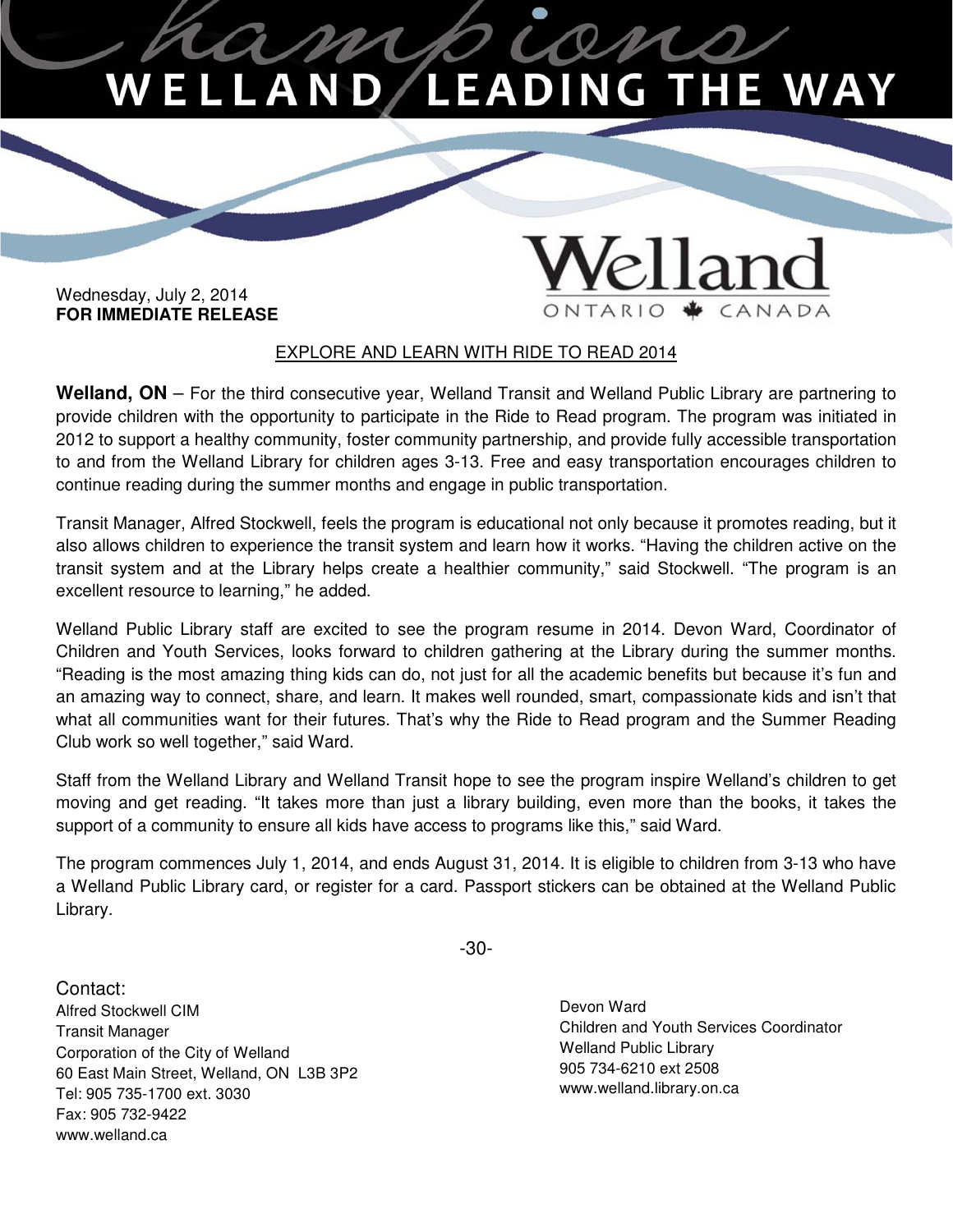# Champions WELLAND LEADING THE WAY

**Welland** ONTARIO CANADA

Wednesday, July 2, 2014
**FOR IMMEDIATE RELEASE**

## EXPLORE AND LEARN WITH RIDE TO READ 2014

**Welland, ON** – For the third consecutive year, Welland Transit and Welland Public Library are partnering to provide children with the opportunity to participate in the Ride to Read program. The program was initiated in 2012 to support a healthy community, foster community partnership, and provide fully accessible transportation to and from the Welland Library for children ages 3-13. Free and easy transportation encourages children to continue reading during the summer months and engage in public transportation.

Transit Manager, Alfred Stockwell, feels the program is educational not only because it promotes reading, but it also allows children to experience the transit system and learn how it works. “Having the children active on the transit system and at the Library helps create a healthier community,” said Stockwell. “The program is an excellent resource to learning,” he added.

Welland Public Library staff are excited to see the program resume in 2014. Devon Ward, Coordinator of Children and Youth Services, looks forward to children gathering at the Library during the summer months. “Reading is the most amazing thing kids can do, not just for all the academic benefits but because it’s fun and an amazing way to connect, share, and learn. It makes well rounded, smart, compassionate kids and isn’t that what all communities want for their futures. That’s why the Ride to Read program and the Summer Reading Club work so well together,” said Ward.

Staff from the Welland Library and Welland Transit hope to see the program inspire Welland’s children to get moving and get reading. “It takes more than just a library building, even more than the books, it takes the support of a community to ensure all kids have access to programs like this,” said Ward.

The program commences July 1, 2014, and ends August 31, 2014. It is eligible to children from 3-13 who have a Welland Public Library card, or register for a card. Passport stickers can be obtained at the Welland Public Library.

-30-

Contact:

Alfred Stockwell CIM
Transit Manager
Corporation of the City of Welland
60 East Main Street, Welland, ON L3B 3P2
Tel: 905 735-1700 ext. 3030
Fax: 905 732-9422
www.welland.ca

Devon Ward
Children and Youth Services Coordinator
Welland Public Library
905 734-6210 ext 2508
www.welland.library.on.ca